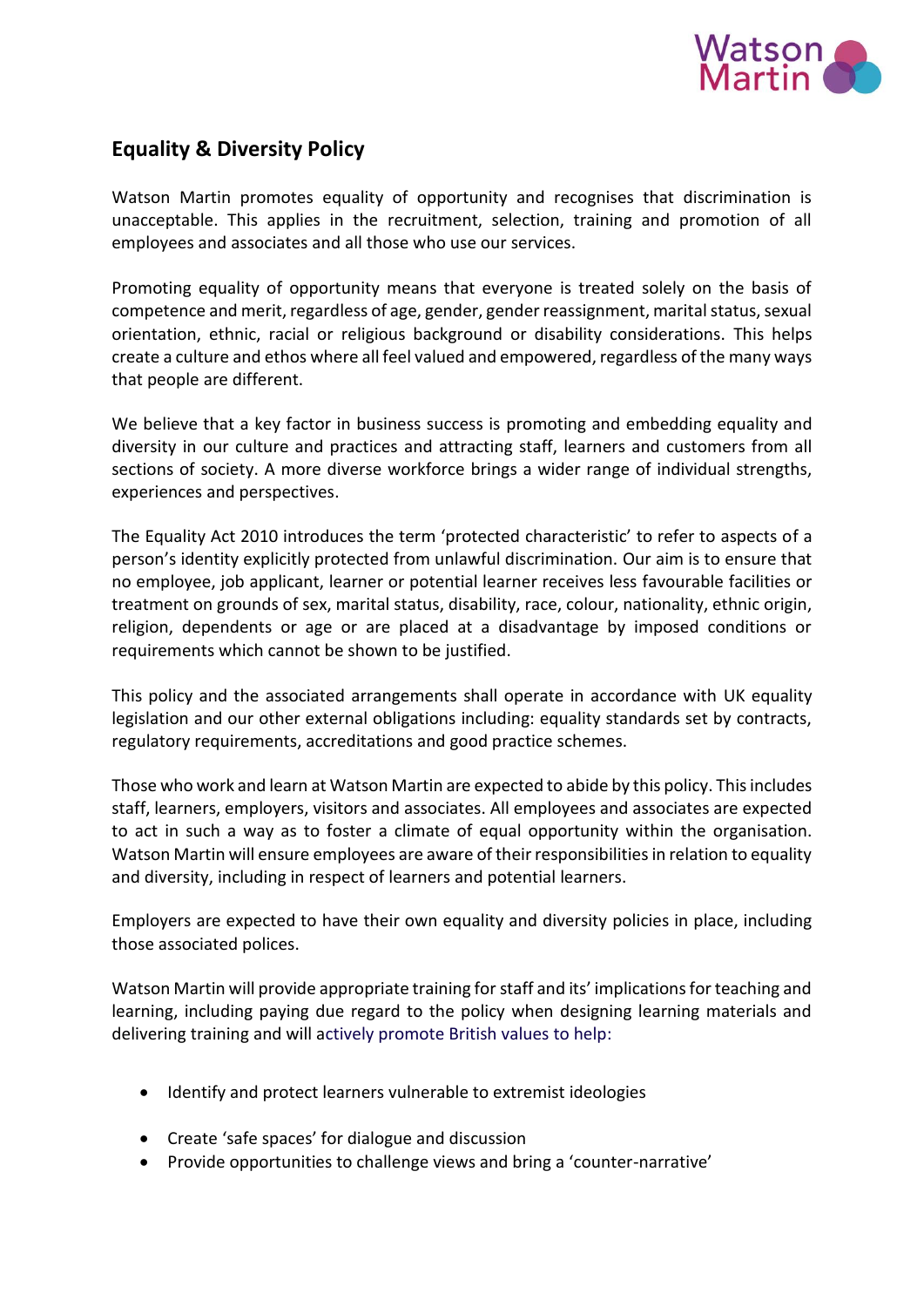## Equality & Diversity Policy

Watson Martin promotes equality of opportunity and recognises that discrimination is unacceptable. This applies in the recruitment, selection, training and promotion of all employees and associates and all those who use our services.

Promoting equality of opportunity means that everyone is treated solely on the basis of competence and merit, regardless of age, gender, gender reassignment, marital status, sexual orientation, ethnic, racial or religious background or disability considerations. This helps create a culture and ethos where all feel valued and empowered, regardless of the many ways that people are different.

We believe that a key factor in business success is promoting and embedding equality and diversity in our culture and practices and attracting staff, learners and customers from all sections of society. A more diverse workforce brings a wider range of individual strengths, experiences and perspectives.

The Equality Act 2010 introduces the term 'protected characteristic' to refer to aspects of a person's identity explicitly protected from unlawful discrimination. Our aim is to ensure that no employee, job applicant, learner or potential learner receives less favourable facilities or treatment on grounds of sex, marital status, disability, race, colour, nationality, ethnic origin, religion, dependents or age or are placed at a disadvantage by imposed conditions or requirements which cannot be shown to be justified.

This policy and the associated arrangements shall operate in accordance with UK equality legislation and our other external obligations including: equality standards set by contracts, regulatory requirements, accreditations and good practice schemes.

Those who work and learn at Watson Martin are expected to abide by this policy. This includes staff, learners, employers, visitors and associates. All employees and associates are expected to act in such a way as to foster a climate of equal opportunity within the organisation. Watson Martin will ensure employees are aware of their responsibilities in relation to equality and diversity, including in respect of learners and potential learners.

Employers are expected to have their own equality and diversity policies in place, including those associated polices.

Watson Martin will provide appropriate training for staff and its' implications for teaching and learning, including paying due regard to the policy when designing learning materials and delivering training and will actively promote British values to help:

- Identify and protect learners vulnerable to extremist ideologies
- Create 'safe spaces' for dialogue and discussion
- Provide opportunities to challenge views and bring a 'counter-narrative'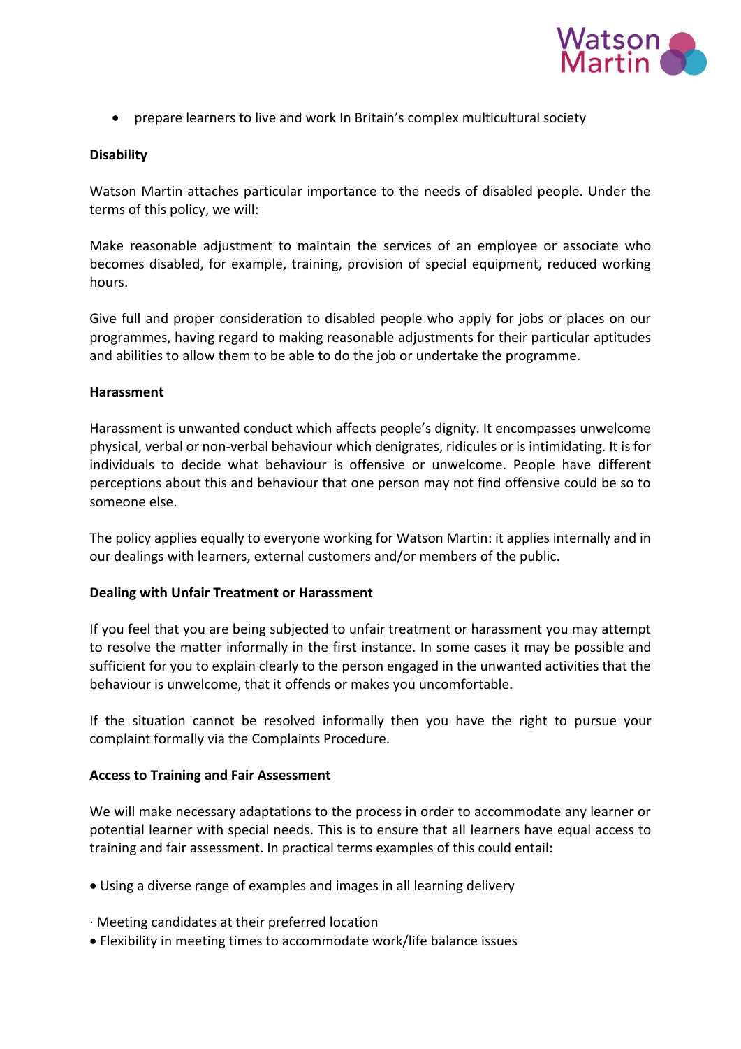- prepare learners to live and work In Britain's complex multicultural society

**Disability**

Watson Martin attaches particular importance to the needs of disabled people. Under the terms of this policy, we will:

Make reasonable adjustment to maintain the services of an employee or associate who becomes disabled, for example, training, provision of special equipment, reduced working hours.

Give full and proper consideration to disabled people who apply for jobs or places on our programmes, having regard to making reasonable adjustments for their particular aptitudes and abilities to allow them to be able to do the job or undertake the programme.

**Harassment**

Harassment is unwanted conduct which affects people's dignity. It encompasses unwelcome physical, verbal or non-verbal behaviour which denigrates, ridicules or is intimidating. It is for individuals to decide what behaviour is offensive or unwelcome. People have different perceptions about this and behaviour that one person may not find offensive could be so to someone else.

The policy applies equally to everyone working for Watson Martin: it applies internally and in our dealings with learners, external customers and/or members of the public.

**Dealing with Unfair Treatment or Harassment**

If you feel that you are being subjected to unfair treatment or harassment you may attempt to resolve the matter informally in the first instance. In some cases it may be possible and sufficient for you to explain clearly to the person engaged in the unwanted activities that the behaviour is unwelcome, that it offends or makes you uncomfortable.

If the situation cannot be resolved informally then you have the right to pursue your complaint formally via the Complaints Procedure.

**Access to Training and Fair Assessment**

We will make necessary adaptations to the process in order to accommodate any learner or potential learner with special needs. This is to ensure that all learners have equal access to training and fair assessment. In practical terms examples of this could entail:

- Using a diverse range of examples and images in all learning delivery
- Meeting candidates at their preferred location
- Flexibility in meeting times to accommodate work/life balance issues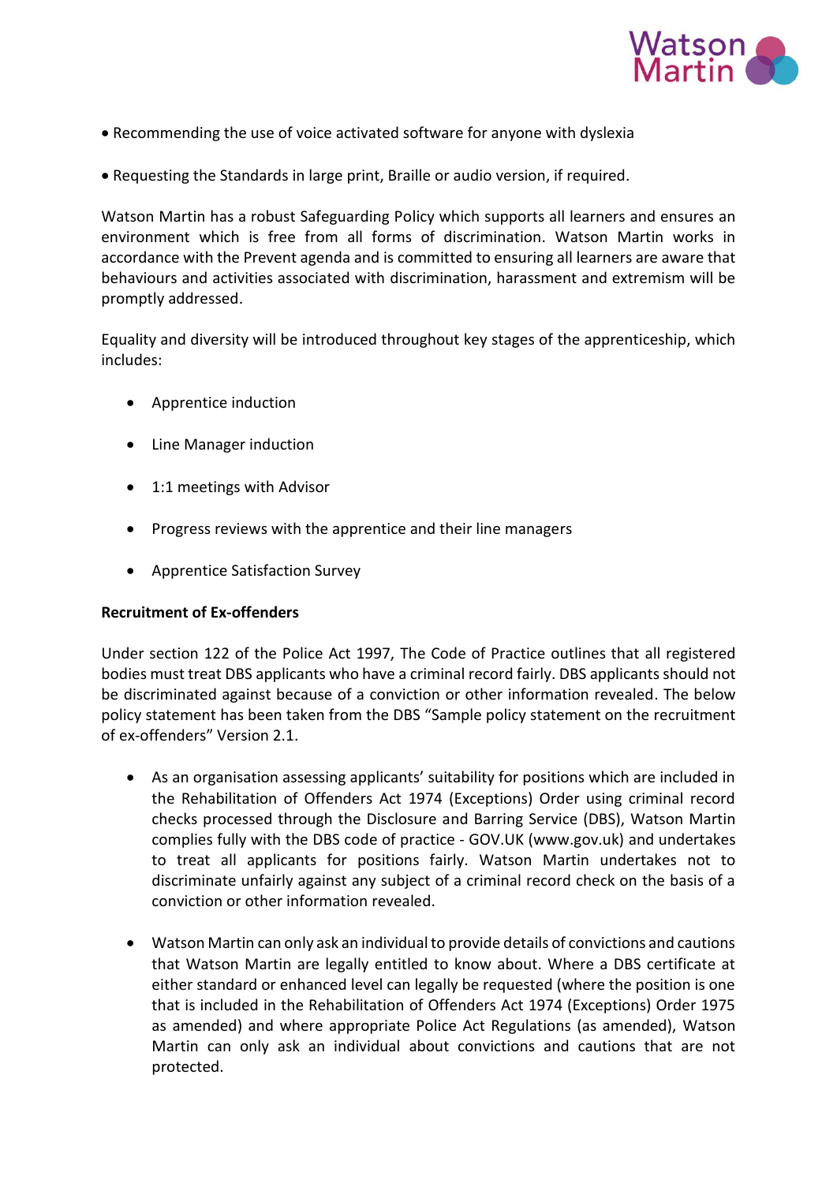- Recommending the use of voice activated software for anyone with dyslexia
- Requesting the Standards in large print, Braille or audio version, if required.

Watson Martin has a robust Safeguarding Policy which supports all learners and ensures an environment which is free from all forms of discrimination. Watson Martin works in accordance with the Prevent agenda and is committed to ensuring all learners are aware that behaviours and activities associated with discrimination, harassment and extremism will be promptly addressed.

Equality and diversity will be introduced throughout key stages of the apprenticeship, which includes:

- Apprentice induction
- Line Manager induction
- 1:1 meetings with Advisor
- Progress reviews with the apprentice and their line managers
- Apprentice Satisfaction Survey

**Recruitment of Ex-offenders**

Under section 122 of the Police Act 1997, The Code of Practice outlines that all registered bodies must treat DBS applicants who have a criminal record fairly. DBS applicants should not be discriminated against because of a conviction or other information revealed. The below policy statement has been taken from the DBS "Sample policy statement on the recruitment of ex-offenders" Version 2.1.

- As an organisation assessing applicants' suitability for positions which are included in the Rehabilitation of Offenders Act 1974 (Exceptions) Order using criminal record checks processed through the Disclosure and Barring Service (DBS), Watson Martin complies fully with the DBS code of practice - GOV.UK (www.gov.uk) and undertakes to treat all applicants for positions fairly. Watson Martin undertakes not to discriminate unfairly against any subject of a criminal record check on the basis of a conviction or other information revealed.
- Watson Martin can only ask an individual to provide details of convictions and cautions that Watson Martin are legally entitled to know about. Where a DBS certificate at either standard or enhanced level can legally be requested (where the position is one that is included in the Rehabilitation of Offenders Act 1974 (Exceptions) Order 1975 as amended) and where appropriate Police Act Regulations (as amended), Watson Martin can only ask an individual about convictions and cautions that are not protected.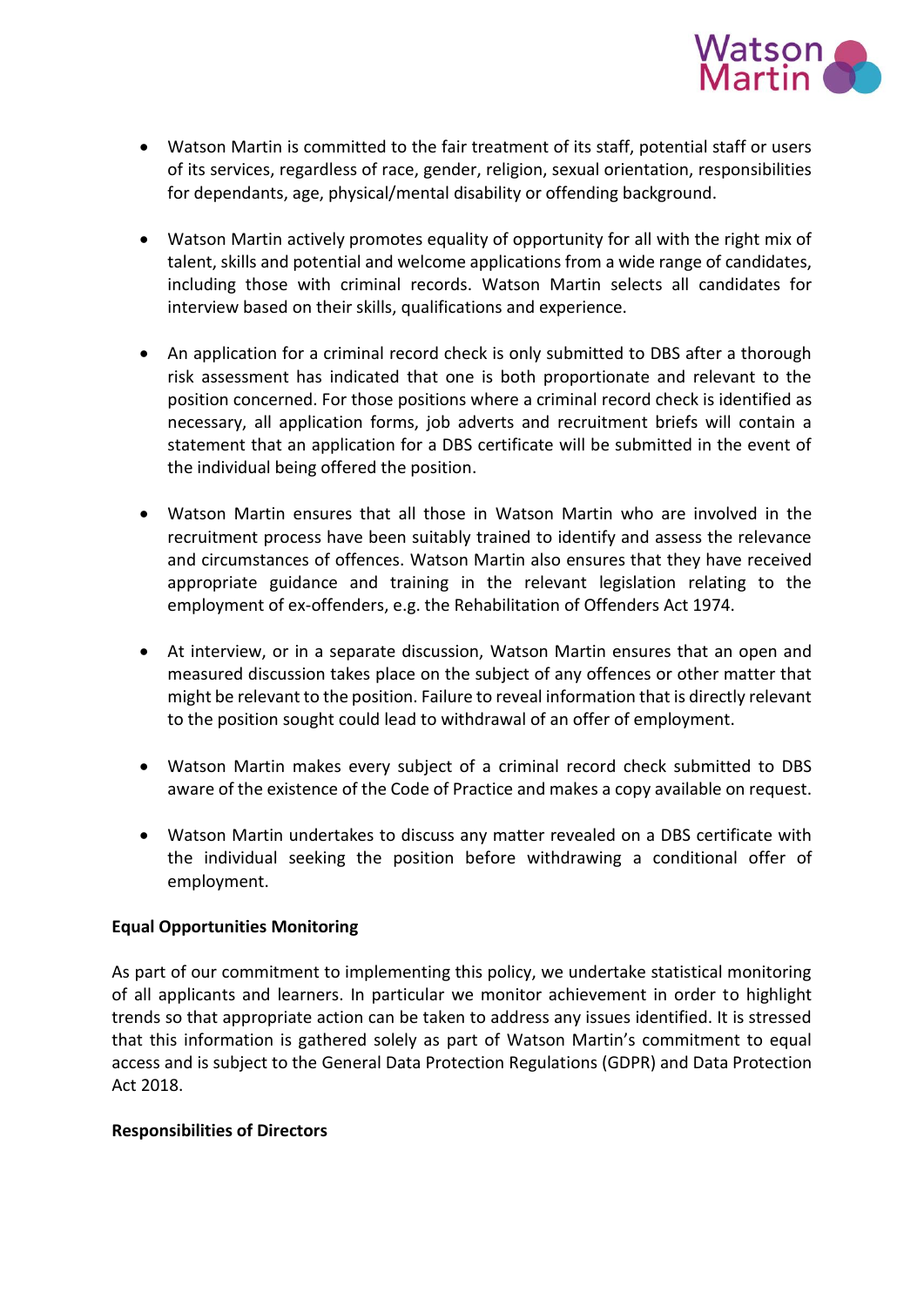- Watson Martin is committed to the fair treatment of its staff, potential staff or users of its services, regardless of race, gender, religion, sexual orientation, responsibilities for dependants, age, physical/mental disability or offending background.

- Watson Martin actively promotes equality of opportunity for all with the right mix of talent, skills and potential and welcome applications from a wide range of candidates, including those with criminal records. Watson Martin selects all candidates for interview based on their skills, qualifications and experience.

- An application for a criminal record check is only submitted to DBS after a thorough risk assessment has indicated that one is both proportionate and relevant to the position concerned. For those positions where a criminal record check is identified as necessary, all application forms, job adverts and recruitment briefs will contain a statement that an application for a DBS certificate will be submitted in the event of the individual being offered the position.

- Watson Martin ensures that all those in Watson Martin who are involved in the recruitment process have been suitably trained to identify and assess the relevance and circumstances of offences. Watson Martin also ensures that they have received appropriate guidance and training in the relevant legislation relating to the employment of ex-offenders, e.g. the Rehabilitation of Offenders Act 1974.

- At interview, or in a separate discussion, Watson Martin ensures that an open and measured discussion takes place on the subject of any offences or other matter that might be relevant to the position. Failure to reveal information that is directly relevant to the position sought could lead to withdrawal of an offer of employment.

- Watson Martin makes every subject of a criminal record check submitted to DBS aware of the existence of the Code of Practice and makes a copy available on request.

- Watson Martin undertakes to discuss any matter revealed on a DBS certificate with the individual seeking the position before withdrawing a conditional offer of employment.

**Equal Opportunities Monitoring**

As part of our commitment to implementing this policy, we undertake statistical monitoring of all applicants and learners. In particular we monitor achievement in order to highlight trends so that appropriate action can be taken to address any issues identified. It is stressed that this information is gathered solely as part of Watson Martin's commitment to equal access and is subject to the General Data Protection Regulations (GDPR) and Data Protection Act 2018.

**Responsibilities of Directors**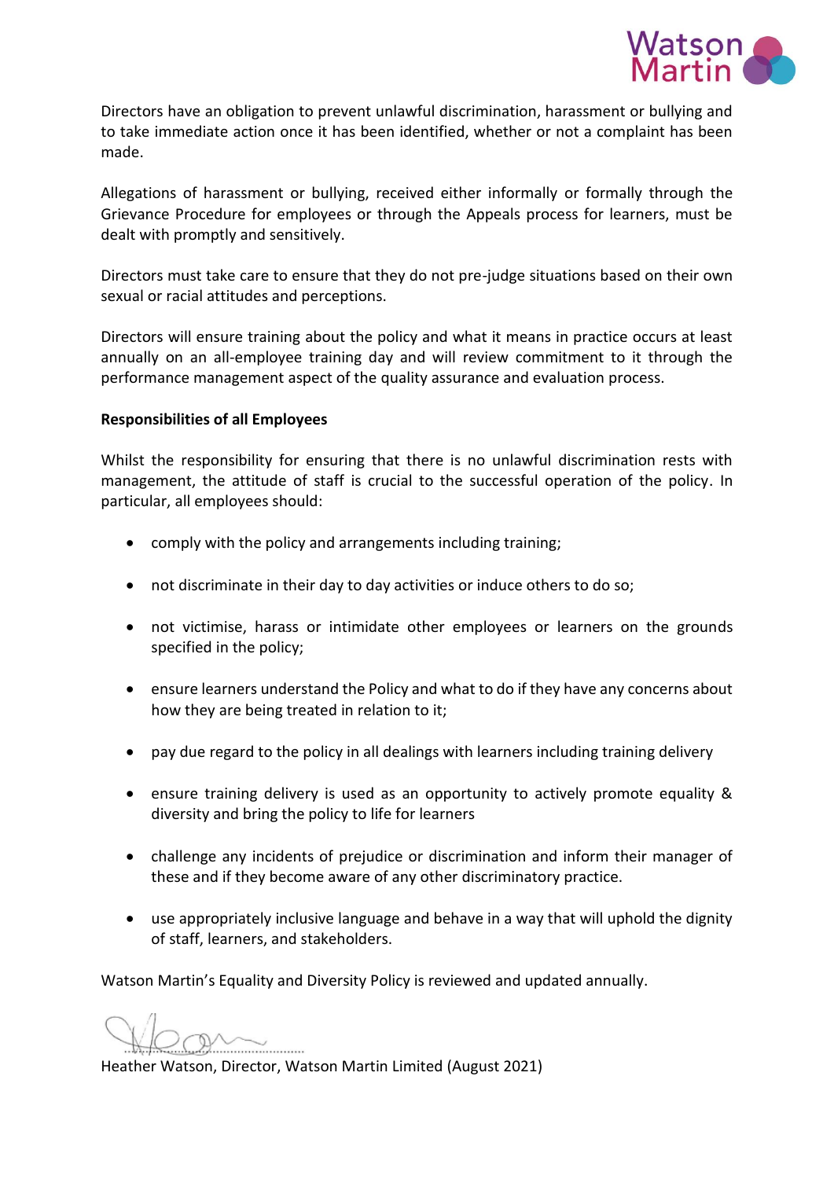Directors have an obligation to prevent unlawful discrimination, harassment or bullying and to take immediate action once it has been identified, whether or not a complaint has been made.

Allegations of harassment or bullying, received either informally or formally through the Grievance Procedure for employees or through the Appeals process for learners, must be dealt with promptly and sensitively.

Directors must take care to ensure that they do not pre-judge situations based on their own sexual or racial attitudes and perceptions.

Directors will ensure training about the policy and what it means in practice occurs at least annually on an all-employee training day and will review commitment to it through the performance management aspect of the quality assurance and evaluation process.

**Responsibilities of all Employees**

Whilst the responsibility for ensuring that there is no unlawful discrimination rests with management, the attitude of staff is crucial to the successful operation of the policy. In particular, all employees should:

- comply with the policy and arrangements including training;
- not discriminate in their day to day activities or induce others to do so;
- not victimise, harass or intimidate other employees or learners on the grounds specified in the policy;
- ensure learners understand the Policy and what to do if they have any concerns about how they are being treated in relation to it;
- pay due regard to the policy in all dealings with learners including training delivery
- ensure training delivery is used as an opportunity to actively promote equality & diversity and bring the policy to life for learners
- challenge any incidents of prejudice or discrimination and inform their manager of these and if they become aware of any other discriminatory practice.
- use appropriately inclusive language and behave in a way that will uphold the dignity of staff, learners, and stakeholders.

Watson Martin's Equality and Diversity Policy is reviewed and updated annually.

Heather Watson, Director, Watson Martin Limited (August 2021)